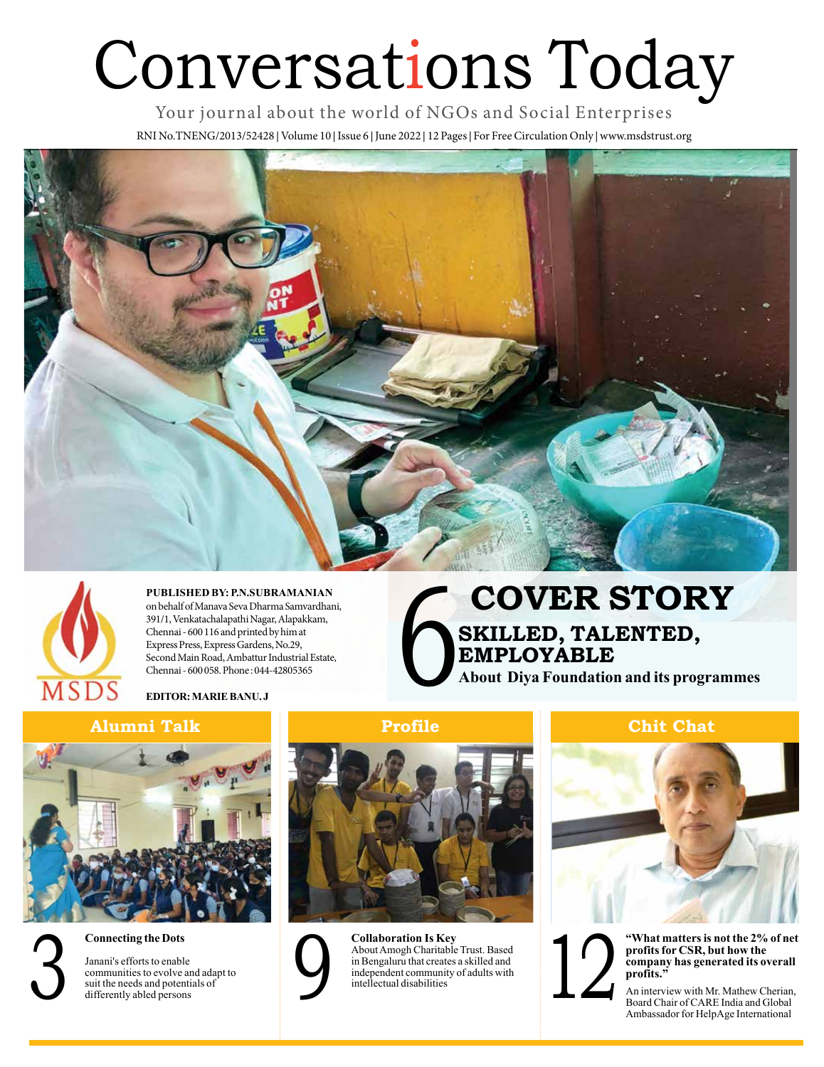# Conversations Today

Your journal about the world of NGOs and Social Enterprises

RNI No.TNENG/2013/52428 | Volume 10 | Issue 6 | June 2022 | 12 Pages | For Free Circulation Only | www.msdstrust.org

**PUBLISHED BY: P.N.SUBRAMANIAN** on behalf of Manava Seva Dharma Samvardhani, 391/1, Venkatachalapathi Nagar, Alapakkam, Chennai - 600 116 and printed by him at Express Press, Express Gardens, No.29, Second Main Road, Ambattur Industrial Estate, Chennai - 600 058. Phone : 044-42805365

**EDITOR: MARIE BANU. J**

MSDS

## 6 COVER STORY

### SKILLED, TALENTED, EMPLOYABLE

**About Diya Foundation and its programmes**

## Alumni Talk

### 3 Connecting the Dots

Janani's efforts to enable communities to evolve and adapt to suit the needs and potentials of differently abled persons

## Profile

### 9 Collaboration Is Key

About Amogh Charitable Trust. Based in Bengaluru that creates a skilled and independent community of adults with intellectual disabilities

## Chit Chat

### 12 "What matters is not the 2% of net profits for CSR, but how the company has generated its overall profits."

An interview with Mr. Mathew Cherian, Board Chair of CARE India and Global Ambassador for HelpAge International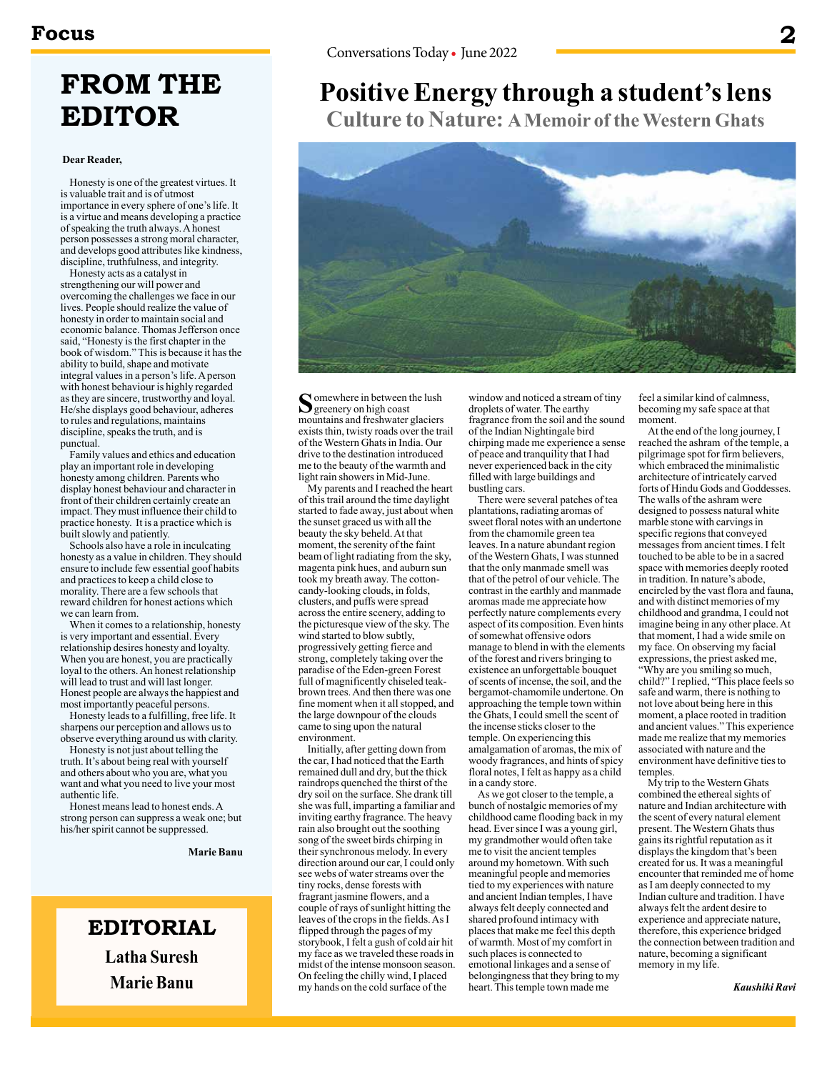# FROM THE EDITOR

**Dear Reader,**

Honesty is one of the greatest virtues. It is valuable trait and is of utmost importance in every sphere of one's life. It is a virtue and means developing a practice of speaking the truth always. A honest person possesses a strong moral character, and develops good attributes like kindness, discipline, truthfulness, and integrity.

Honesty acts as a catalyst in strengthening our will power and overcoming the challenges we face in our lives. People should realize the value of honesty in order to maintain social and economic balance. Thomas Jefferson once said, "Honesty is the first chapter in the book of wisdom." This is because it has the ability to build, shape and motivate integral values in a person's life. A person with honest behaviour is highly regarded as they are sincere, trustworthy and loyal. He/she displays good behaviour, adheres to rules and regulations, maintains discipline, speaks the truth, and is punctual.

Family values and ethics and education play an important role in developing honesty among children. Parents who display honest behaviour and character in front of their children certainly create an impact. They must influence their child to practice honesty. It is a practice which is built slowly and patiently.

Schools also have a role in inculcating honesty as a value in children. They should ensure to include few essential goof habits and practices to keep a child close to morality. There are a few schools that reward children for honest actions which we can learn from.

When it comes to a relationship, honesty is very important and essential. Every relationship desires honesty and loyalty. When you are honest, you are practically loyal to the others. An honest relationship will lead to trust and will last longer. Honest people are always the happiest and most importantly peaceful persons.

Honesty leads to a fulfilling, free life. It sharpens our perception and allows us to observe everything around us with clarity.

Honesty is not just about telling the truth. It's about being real with yourself and others about who you are, what you want and what you need to live your most authentic life.

Honest means lead to honest ends. A strong person can suppress a weak one; but his/her spirit cannot be suppressed.

**Marie Banu**

## EDITORIAL

**Latha Suresh**

**Marie Banu**

# Positive Energy through a student's lens

## Culture to Nature: A Memoir of the Western Ghats

Somewhere in between the lush greenery on high coast mountains and freshwater glaciers exists thin, twisty roads over the trail of the Western Ghats in India. Our drive to the destination introduced me to the beauty of the warmth and light rain showers in Mid-June.

My parents and I reached the heart of this trail around the time daylight started to fade away, just about when the sunset graced us with all the beauty the sky beheld. At that moment, the serenity of the faint beam of light radiating from the sky, magenta pink hues, and auburn sun took my breath away. The cotton-candy-looking clouds, in folds, clusters, and puffs were spread across the entire scenery, adding to the picturesque view of the sky. The wind started to blow subtly, progressively getting fierce and strong, completely taking over the paradise of the Eden-green Forest full of magnificently chiseled teak-brown trees. And then there was one fine moment when it all stopped, and the large downpour of the clouds came to sing upon the natural environment.

Initially, after getting down from the car, I had noticed that the Earth remained dull and dry, but the thick raindrops quenched the thirst of the dry soil on the surface. She drank till she was full, imparting a familiar and inviting earthy fragrance. The heavy rain also brought out the soothing song of the sweet birds chirping in their synchronous melody. In every direction around our car, I could only see webs of water streams over the tiny rocks, dense forests with fragrant jasmine flowers, and a couple of rays of sunlight hitting the leaves of the crops in the fields. As I flipped through the pages of my storybook, I felt a gush of cold air hit my face as we traveled these roads in midst of the intense monsoon season. On feeling the chilly wind, I placed my hands on the cold surface of the window and noticed a stream of tiny droplets of water. The earthy fragrance from the soil and the sound of the Indian Nightingale bird chirping made me experience a sense of peace and tranquility that I had never experienced back in the city filled with large buildings and bustling cars.

There were several patches of tea plantations, radiating aromas of sweet floral notes with an undertone from the chamomile green tea leaves. In a nature abundant region of the Western Ghats, I was stunned that the only manmade smell was that of the petrol of our vehicle. The contrast in the earthly and manmade aromas made me appreciate how perfectly nature complements every aspect of its composition. Even hints of somewhat offensive odors managed to blend in with the elements of the forest and rivers bringing to existence an unforgettable bouquet of scents of incense, the soil, and the bergamot-chamomile undertone. On approaching the temple town within the Ghats, I could smell the scent of the incense sticks closer to the temple. On experiencing this amalgamation of aromas, the mix of woody fragrances, and hints of spicy floral notes, I felt as happy as a child in a candy store.

As we got closer to the temple, a bunch of nostalgic memories of my childhood came flooding back in my head. Ever since I was a young girl, my grandmother would often take me to visit the ancient temples around my hometown. With such meaningful people and memories tied to my experiences with nature and ancient Indian temples, I have always felt deeply connected and shared profound intimacy with places that make me feel this depth of warmth. Most of my comfort in such places is connected to emotional linkages and a sense of belongingness that they bring to my heart. This temple town made me feel a similar kind of calmness, becoming my safe space at that moment.

At the end of the long journey, I reached the ashram of the temple, a pilgrimage spot for firm believers, which embraced the minimalistic architecture of intricately carved forts of Hindu Gods and Goddesses. The walls of the ashram were designed to possess natural white marble stone with carvings in specific regions that conveyed messages from ancient times. I felt touched to be able to be in a sacred space with memories deeply rooted in tradition. In nature's abode, encircled by the vast flora and fauna, and with distinct memories of my childhood and grandma, I could not imagine being in any other place. At that moment, I had a wide smile on my face. On observing my facial expressions, the priest asked me, "Why are you smiling so much, child?" I replied, "This place feels so safe and warm, there is nothing to not love about being here in this moment, a place rooted in tradition and ancient values." This experience made me realize that my memories associated with nature and the environment have definitive ties to temples.

My trip to the Western Ghats combined the ethereal sights of nature and Indian architecture with the scent of every natural element present. The Western Ghats thus gains its rightful reputation as it displays the kingdom that's been created for us. It was a meaningful encounter that reminded me of home as I am deeply connected to my Indian culture and tradition. I have always felt the ardent desire to experience and appreciate nature, therefore, this experience bridged the connection between tradition and nature, becoming a significant memory in my life.

***Kaushiki Ravi***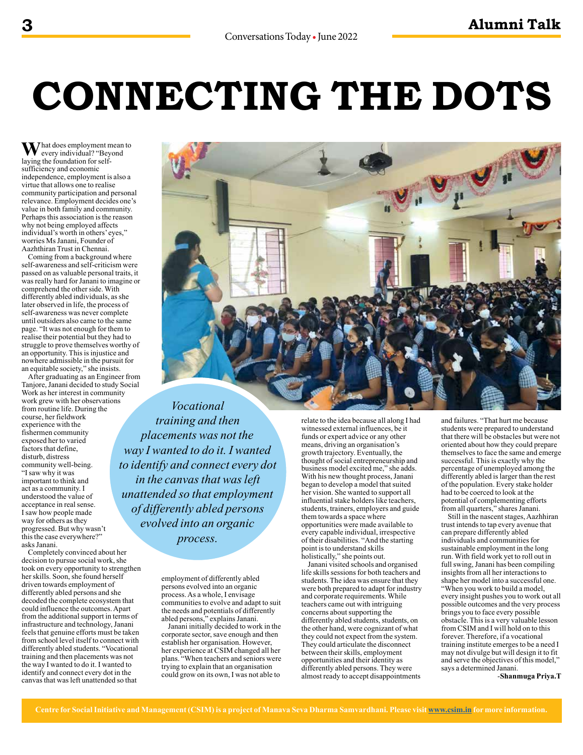# CONNECTING THE DOTS

What does employment mean to every individual? "Beyond laying the foundation for self-sufficiency and economic independence, employment is also a virtue that allows one to realise community participation and personal relevance. Employment decides one's value in both family and community. Perhaps this association is the reason why not being employed affects individual's worth in others' eyes," worries Ms Janani, Founder of Aazhthiran Trust in Chennai.

Coming from a background where self-awareness and self-criticism were passed on as valuable personal traits, it was really hard for Janani to imagine or comprehend the other side. With differently abled individuals, as she later observed in life, the process of self-awareness was never complete until outsiders also came to the same page. "It was not enough for them to realise their potential but they had to struggle to prove themselves worthy of an opportunity. This is injustice and nowhere admissible in the pursuit for an equitable society," she insists.

After graduating as an Engineer from Tanjore, Janani decided to study Social Work as her interest in community work grew with her observations from routine life. During the course, her fieldwork experience with the fishermen community exposed her to varied factors that define, disturb, distress community well-being. "I saw why it was important to think and act as a community. I understood the value of acceptance in real sense. I saw how people made way for others as they progressed. But why wasn't this the case everywhere?" asks Janani.

Completely convinced about her decision to pursue social work, she took on every opportunity to strengthen her skills. Soon, she found herself driven towards employment of differently abled persons and she decoded the complete ecosystem that could influence the outcomes. Apart from the additional support in terms of infrastructure and technology, Janani feels that genuine efforts must be taken from school level itself to connect with differently abled students. "Vocational training and then placements was not the way I wanted to do it. I wanted to identify and connect every dot in the canvas that was left unattended so that employment of differently abled persons evolved into an organic process. As a whole, I envisage communities to evolve and adapt to suit the needs and potentials of differently abled persons," explains Janani.

*Vocational training and then placements was not the way I wanted to do it. I wanted to identify and connect every dot in the canvas that was left unattended so that employment of differently abled persons evolved into an organic process.*

Janani initially decided to work in the corporate sector, save enough and then establish her organisation. However, her experience at CSIM changed all her plans. "When teachers and seniors were trying to explain that an organisation could grow on its own, I was not able to relate to the idea because all along I had witnessed external influences, be it funds or expert advice or any other means, driving an organisation's growth trajectory. Eventually, the thought of social entrepreneurship and business model excited me," she adds. With his new thought process, Janani began to develop a model that suited her vision. She wanted to support all influential stake holders like teachers, students, trainers, employers and guide them towards a space where opportunities were made available to every capable individual, irrespective of their disabilities. "And the starting point is to understand skills holistically," she points out.

Janani visited schools and organised life skills sessions for both teachers and students. The idea was ensure that they were both prepared to adapt for industry and corporate requirements. While teachers came out with intriguing concerns about supporting the differently abled students, students, on the other hand, were cognizant of what they could not expect from the system. They could articulate the disconnect between their skills, employment opportunities and their identity as differently abled persons. They were almost ready to accept disappointments and failures. "That hurt me because students were prepared to understand that there will be obstacles but were not oriented about how they could prepare themselves to face the same and emerge successful. This is exactly why the percentage of unemployed among the differently abled is larger than the rest of the population. Every stake holder had to be coerced to look at the potential of complementing efforts from all quarters," shares Janani.

Still in the nascent stages, Aazhhiran trust intends to tap every avenue that can prepare differently abled individuals and communities for sustainable employment in the long run. With field work yet to roll out in full swing, Janani has been compiling insights from all her interactions to shape her model into a successful one. "When you work to build a model, every insight pushes you to work out all possible outcomes and the very process brings you to face every possible obstacle. This is a very valuable lesson from CSIM and I will hold on to this forever. Therefore, if a vocational training institute emerges to be a need I may not divulge but will design it to fit and serve the objectives of this model," says a determined Janani.

**-Shanmuga Priya.T**

**Centre for Social Initiative and Management (CSIM) is a project of Manava Seva Dharma Samvardhani. Please visit www.csim.in for more information.**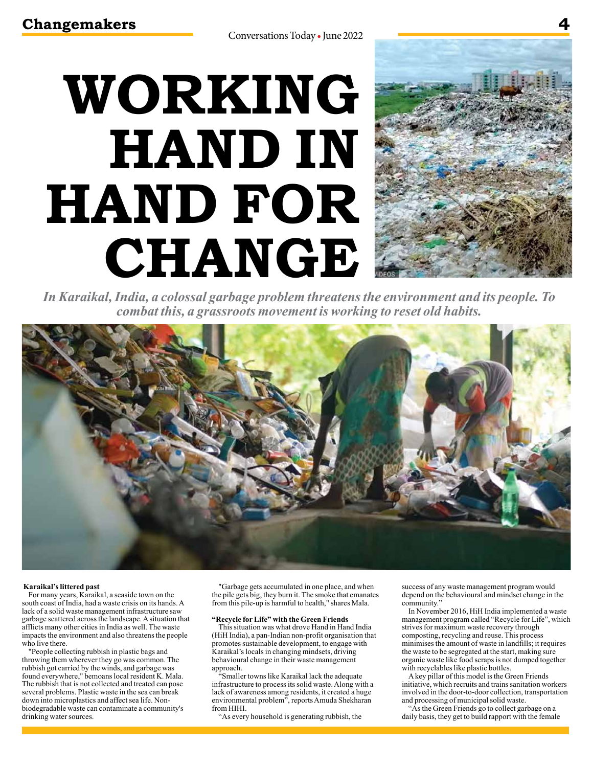# WORKING HAND IN HAND FOR CHANGE

*In Karaikal, India, a colossal garbage problem threatens the environment and its people. To combat this, a grassroots movement is working to reset old habits.*

**Karaikal's littered past**

For many years, Karaikal, a seaside town on the south coast of India, had a waste crisis on its hands. A lack of a solid waste management infrastructure saw garbage scattered across the landscape. A situation that afflicts many other cities in India as well. The waste impacts the environment and also threatens the people who live there.

"People collecting rubbish in plastic bags and throwing them wherever they go was common. The rubbish got carried by the winds, and garbage was found everywhere," bemoans local resident K. Mala. The rubbish that is not collected and treated can pose several problems. Plastic waste in the sea can break down into microplastics and affect sea life. Non-biodegradable waste can contaminate a community's drinking water sources.

"Garbage gets accumulated in one place, and when the pile gets big, they burn it. The smoke that emanates from this pile-up is harmful to health," shares Mala.

**"Recycle for Life" with the Green Friends**

This situation was what drove Hand in Hand India (HiH India), a pan-Indian non-profit organisation that promotes sustainable development, to engage with Karaikal's locals in changing mindsets, driving behavioural change in their waste management approach.

"Smaller towns like Karaikal lack the adequate infrastructure to process its solid waste. Along with a lack of awareness among residents, it created a huge environmental problem", reports Amuda Shekharan from HIHI.

"As every household is generating rubbish, the success of any waste management program would depend on the behavioural and mindset change in the community."

In November 2016, HiH India implemented a waste management program called "Recycle for Life", which strives for maximum waste recovery through composting, recycling and reuse. This process minimises the amount of waste in landfills; it requires the waste to be segregated at the start, making sure organic waste like food scraps is not dumped together with recyclables like plastic bottles.

A key pillar of this model is the Green Friends initiative, which recruits and trains sanitation workers involved in the door-to-door collection, transportation and processing of municipal solid waste.

"As the Green Friends go to collect garbage on a daily basis, they get to build rapport with the female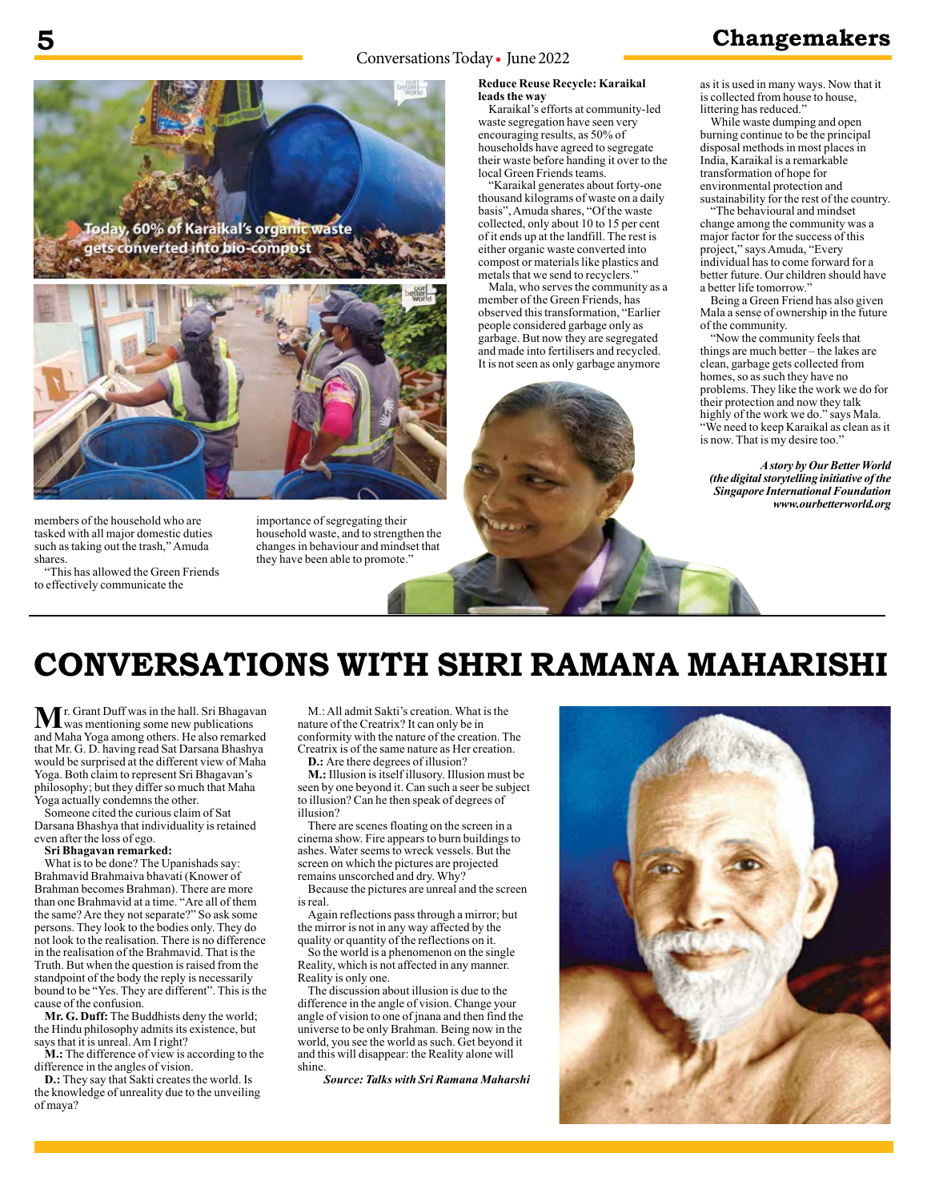members of the household who are tasked with all major domestic duties such as taking out the trash," Amuda shares.

"This has allowed the Green Friends to effectively communicate the importance of segregating their household waste, and to strengthen the changes in behaviour and mindset that they have been able to promote."

Today, 60% of Karaikal's organic waste gets converted into bio-compost

**Reduce Reuse Recycle: Karaikal leads the way**

Karaikal's efforts at community-led waste segregation have seen very encouraging results, as 50% of households have agreed to segregate their waste before handing it over to the local Green Friends teams.

"Karaikal generates about forty-one thousand kilograms of waste on a daily basis", Amuda shares, "Of the waste collected, only about 10 to 15 per cent of it ends up at the landfill. The rest is either organic waste converted into compost or materials like plastics and metals that we send to recyclers."

Mala, who serves the community as a member of the Green Friend, has observed this transformation, "Earlier people considered garbage only as garbage. But now they are segregated and made into fertilisers and recycled. It is not seen as only garbage anymore as it is used in many ways. Now that it is collected from house to house, littering has reduced."

While waste dumping and open burning continue to be the principal disposal methods in most places in India, Karaikal is a remarkable transformation of hope for environmental protection and sustainability for the rest of the country.

"The behavioural and mindset change among the community was a major factor for the success of this project," says Amuda, "Every individual has to come forward for a better future. Our children should have a better life tomorrow."

Being a Green Friend has also given Mala a sense of ownership in the future of the community.

"Now the community feels that things are much better – the lakes are clean, garbage gets collected from homes, so as such they have no problems. They like the work we do for their protection and now they talk highly of the work we do." says Mala. "We need to keep Karaikal as clean as it is now. That is my desire too."

***A story by Our Better World (the digital storytelling initiative of the Singapore International Foundation www.ourbetterworld.org***

# CONVERSATIONS WITH SHRI RAMANA MAHARISHI

Mr. Grant Duff was in the hall. Sri Bhagavan was mentioning some new publications and Maha Yoga among others. He also remarked that Mr. G. D. having read Sat Darsana Bhashya would be surprised at the different view of Maha Yoga. Both claim to represent Sri Bhagavan's philosophy; but they differ so much that Maha Yoga actually condemns the other.

Someone cited the curious claim of Sat Darsana Bhashya that individuality is retained even after the loss of ego.

**Sri Bhagavan remarked:**

What is to be done? The Upanishads say: Brahmavid Brahmaiva bhavati (Knower of Brahman becomes Brahman). There are more than one Brahmavid at a time. "Are all of them the same? Are they not separate?" So ask some persons. They look to the bodies only. They do not look to the realisation. There is no difference in the realisation of the Brahmavid. That is the Truth. But when the question is raised from the standpoint of the body the reply is necessarily bound to be "Yes. They are different". This is the cause of the confusion.

**Mr. G. Duff:** The Buddhists deny the world; the Hindu philosophy admits its existence, but says that it is unreal. Am I right?

**M.:** The difference of view is according to the difference in the angles of vision.

**D.:** They say that Sakti creates the world. Is the knowledge of unreality due to the unveiling of maya?

M.: All admit Sakti's creation. What is the nature of the Creatrix? It can only be in conformity with the nature of the creation. The Creatrix is of the same nature as Her creation.

**D.:** Are there degrees of illusion?

**M.:** Illusion is itself illusory. Illusion must be seen by one beyond it. Can such a seer be subject to illusion? Can he then speak of degrees of illusion?

There are scenes floating on the screen in a cinema show. Fire appears to burn buildings to ashes. Water seems to wreck vessels. But the screen on which the pictures are projected remains unscorched and dry. Why?

Because the pictures are unreal and the screen is real.

Again reflections pass through a mirror; but the mirror is not in any way affected by the quality or quantity of the reflections on it.

So the world is a phenomenon on the single Reality, which is not affected in any manner. Reality is only one.

The discussion about illusion is due to the difference in the angle of vision. Change your angle of vision to one of jnana and then find the universe to be only Brahman. Being now in the world, you see the world as such. Get beyond it and this will disappear: the Reality alone will shine.

***Source: Talks with Sri Ramana Maharshi***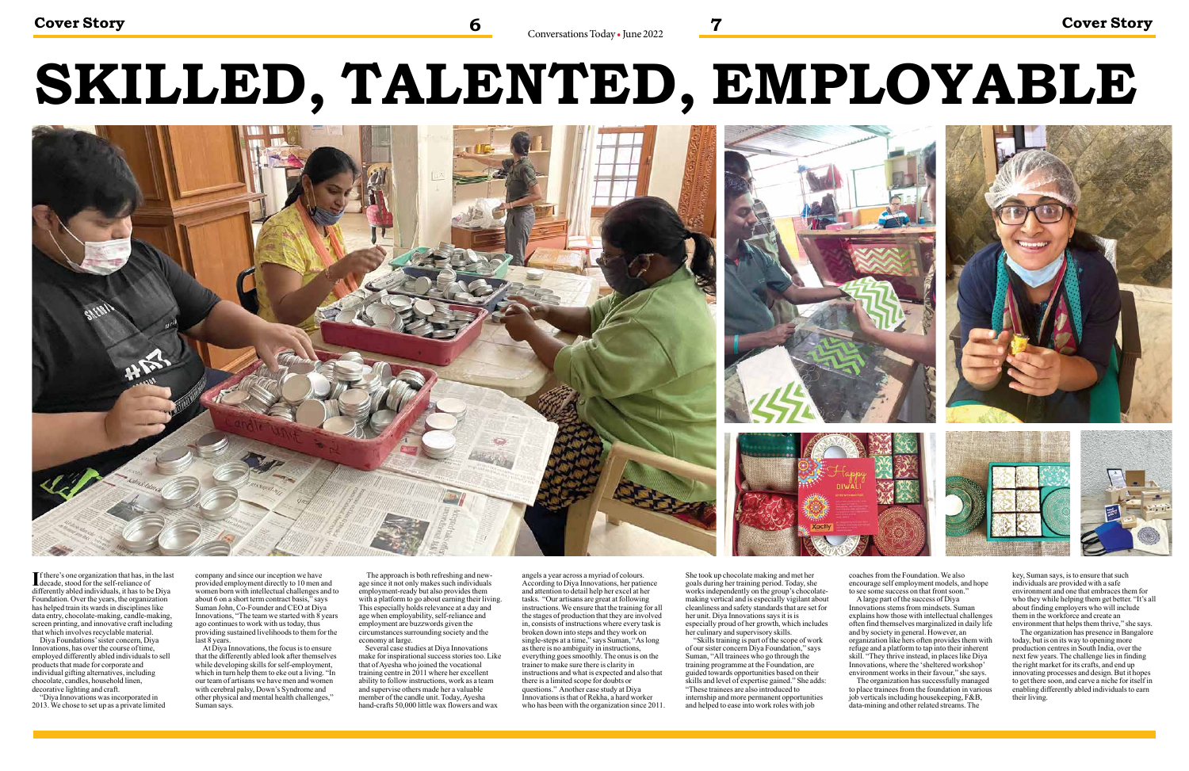# SKILLED, TALENTED, EMPLOYABLE

If there's one organization that has, in the last decade, stood for the self-reliance of differently abled individuals, it has to be Diya Foundation. Over the years, the organization has helped train its wards in disciplines like data entry, chocolate-making, candle-making, screen printing, and innovative craft including that which involves recyclable material.

Diya Foundations' sister concern, Diya Innovations, has over the course of time, employed differently abled individuals to sell products that made for corporate and individual gifting alternatives, including chocolate, candles, household linen, decorative lighting and craft.

"Diya Innovations was incorporated in 2013. We chose to set up as a private limited company and since our inception we have provided employment directly to 10 men and women born with intellectual challenges and to about 6 on a short term contract basis," says Suman John, Co-Founder and CEO at Diya Innovations, "The team we started with 8 years ago continues to work with us today, thus providing sustained livelihoods to them for the last 8 years.

At Diya Innovations, the focus is to ensure that the differently abled look after themselves while developing skills for self-employment, which in turn help them to eke out a living. "In our team of artisans we have men and women with cerebral palsy, Down's Syndrome and other physical and mental health challenges," Suman says.

The approach is both refreshing and new-age since it not only makes such individuals employment-ready but also provides them with a platform to go about earning their living. This especially holds relevance at a day and age when employability, self-reliance and employment are buzzwords given the circumstances surrounding society and the economy at large.

Several case studies at Diya Innovations make for inspirational success stories too. Like that of Ayesha who joined the vocational training centre in 2011 where her excellent ability to follow instructions, work as a team and supervise others made her a valuable member of the candle unit. Today, Ayesha hand-crafts 50,000 little wax flowers and wax angels a year across a myriad of colours. According to Diya Innovations, her patience and attention to detail help her excel at her tasks. "Our artisans are great at following instructions. We ensure that the training for all the stages of production that they are involved in, consists of instructions where every task is broken down into steps and they work on single-steps at a time," says Suman, "As long as there is no ambiguity in instructions, everything goes smoothly. The onus is on the trainer to make sure there is clarity in instructions and what is expected and also that there is a limited scope for doubts or questions." Another case study at Diya Innovations is that of Rekha, a hard worker who has been with the organization since 2011. She took up chocolate making and met her goals during her training period. Today, she works independently on the group's chocolate-making vertical and is especially vigilant about cleanliness and safety standards that are set for her unit. Diya Innovations says it is is especially proud of her growth, which includes her culinary and supervisory skills.

"Skills training is part of the scope of work of our sister concern Diya Foundation," says Suman, "All trainees who go through the training programme at the Foundation, are guided towards opportunities based on their skills and level of expertise gained." She adds: "These trainees are also introduced to internship and more permanent opportunities and helped to ease into work roles with job coaches from the Foundation. We also encourage self employment models, and hope to see some success on that front soon."

A large part of the success of Diya Innovations stems from mindsets. Suman explains how those with intellectual challenges often find themselves marginalized in daily life and by society in general. However, an organization like hers often provides them with refuge and a platform to tap into their inherent skill. "They thrive instead, in places like Diya Innovations, where the 'sheltered workshop' environment works in their favour," she says.

The organization has successfully managed to place trainees from the foundation in various job verticals including housekeeping, F&B, data-mining and other related streams. The key, Suman says, is to ensure that such individuals are provided with a safe environment and one that embraces them for who they while helping them get better. "It's all about finding employers who will include them in the workforce and create an environment that helps them thrive," she says.

The organization has presence in Bangalore today, but is on its way to opening more production centres in South India, over the next few years. The challenge lies in finding the right market for its crafts, and end up innovating processes and design. But it hopes to get there soon, and carve a niche for itself in enabling differently abled individuals to earn their living.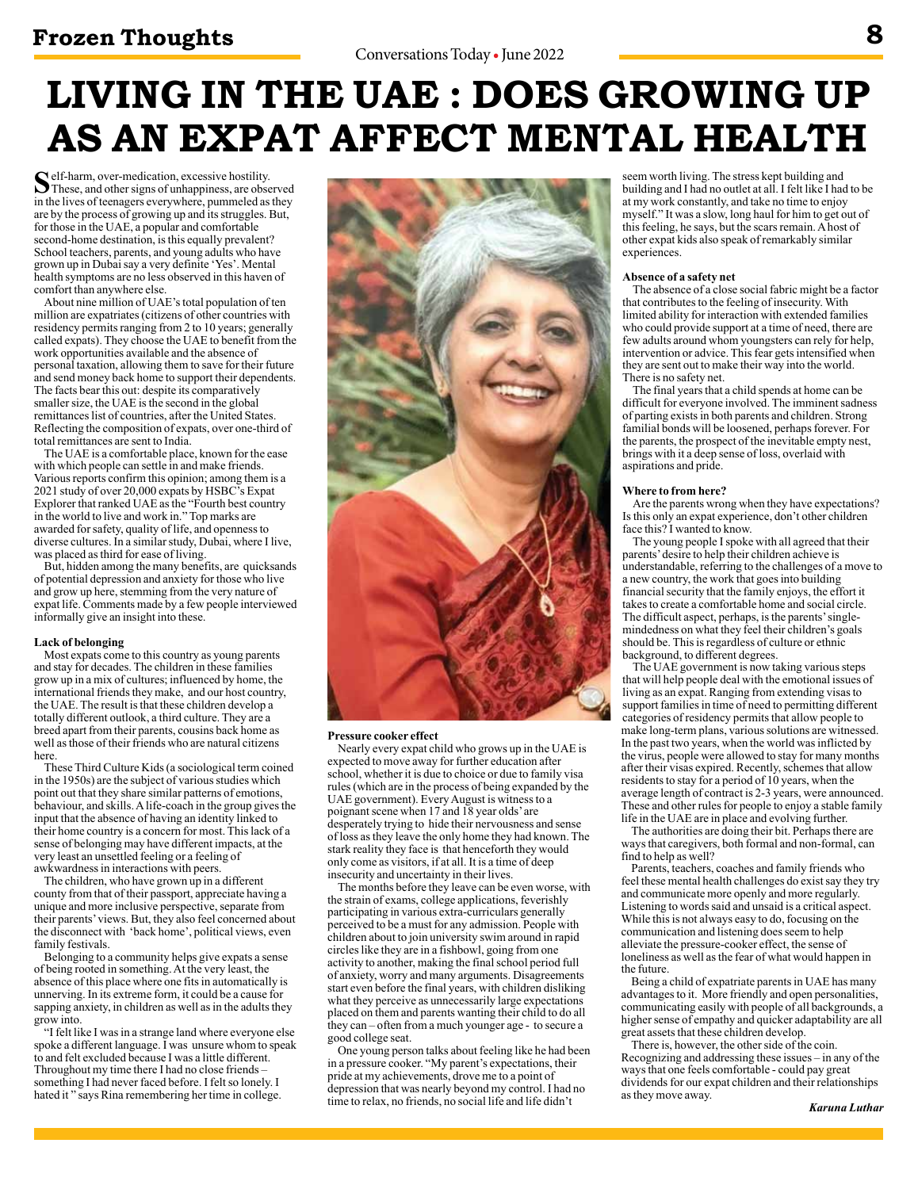# LIVING IN THE UAE : DOES GROWING UP AS AN EXPAT AFFECT MENTAL HEALTH

Self-harm, over-medication, excessive hostility. These, and other signs of unhappiness, are observed in the lives of teenagers everywhere, pummeled as they are by the process of growing up and its struggles. But, for those in the UAE, a popular and comfortable second-home destination, is this equally prevalent? School teachers, parents, and young adults who have grown up in Dubai say a very definite 'Yes'. Mental health symptoms are no less observed in this haven of comfort than anywhere else.

About nine million of UAE's total population of ten million are expatriates (citizens of other countries with residency permits ranging from 2 to 10 years; generally called expats). They choose the UAE to benefit from the work opportunities available and the absence of personal taxation, allowing them to save for their future and send money back home to support their dependents. The facts bear this out: despite its comparatively smaller size, the UAE is the second in the global remittances list of countries, after the United States. Reflecting the composition of expats, over one-third of total remittances are sent to India.

The UAE is a comfortable place, known for the ease with which people can settle in and make friends. Various reports confirm this opinion; among them is a 2021 study of over 20,000 expats by HSBC's Expat Explorer that ranked UAE as the "Fourth best country in the world to live and work in." Top marks are awarded for safety, quality of life, and openness to diverse cultures. In a similar study, Dubai, where I live, was placed as third for ease of living.

But, hidden among the many benefits, are quicksands of potential depression and anxiety for those who live and grow up here, stemming from the very nature of expat life. Comments made by a few people interviewed informally give an insight into these.

**Lack of belonging**

Most expats come to this country as young parents and stay for decades. The children in these families grow up in a mix of cultures; influenced by home, the international friends they make, and our host country, the UAE. The result is that these children develop a totally different outlook, a third culture. They are a breed apart from their parents, cousins back home as well as those of their friends who are natural citizens here.

These Third Culture Kids (a sociological term coined in the 1950s) are the subject of various studies which point out that they share similar patterns of emotions, behaviour, and skills. A life-coach in the group gives the input that the absence of having an identity linked to their home country is a concern for most. This lack of a sense of belonging may have different impacts, at the very least an unsettled feeling or a feeling of awkwardness in interactions with peers.

The children, who have grown up in a different county from that of their passport, appreciate having a unique and more inclusive perspective, separate from their parents' views. But, they also feel concerned about the disconnect with 'back home', political views, even family festivals.

Belonging to a community helps give expats a sense of being rooted in something. At the very least, the absence of this place where one fits in automatically is unnerving. In its extreme form, it could be a cause for sapping anxiety, in children as well as in the adults they grow into.

"I felt like I was in a strange land where everyone else spoke a different language. I was unsure whom to speak to and felt excluded because I was a little different. Throughout my time there I had no close friends – something I had never faced before. I felt so lonely. I hated it " says Rina remembering her time in college.

**Pressure cooker effect**

Nearly every expat child who grows up in the UAE is expected to move away for further education after school, whether it is due to choice or due to family visa rules (which are in the process of being expanded by the UAE government). Every August is witness to a poignant scene when 17 and 18 year olds' are desperately trying to hide their nervousness and sense of loss as they leave the only home they had known. The stark reality they face is that henceforth they would only come as visitors, if at all. It is a time of deep insecurity and uncertainty in their lives.

The months before they leave can be even worse, with the strain of exams, college applications, feverishly participating in various extra-curriculars generally perceived to be a must for any admission. People with children about to join university swim around in rapid circles like they are in a fishbowl, going from one activity to another, making the final school period full of anxiety, worry and many arguments. Disagreements start even before the final years, with children disliking what they perceive as unnecessarily large expectations placed on them and parents wanting their child to do all they can – often from a much younger age - to secure a good college seat.

One young person talks about feeling like he had been in a pressure cooker. "My parent's expectations, their pride at my achievements, drove me to a point of depression that was nearly beyond my control. I had no time to relax, no friends, no social life and life didn't seem worth living. The stress kept building and building and I had no outlet at all. I felt like I had to be at my work constantly, and take no time to enjoy myself." It was a slow, long haul for him to get out of this feeling, he says, but the scars remain. A host of other expat kids also speak of remarkably similar experiences.

**Absence of a safety net**

The absence of a close social fabric might be a factor that contributes to the feeling of insecurity. With limited ability for interaction with extended families who could provide support at a time of need, there are few adults around whom youngsters can rely for help, intervention or advice. This fear gets intensified when they are sent out to make their way into the world. There is no safety net.

The final years that a child spends at home can be difficult for everyone involved. The imminent sadness of parting exists in both parents and children. Strong familial bonds will be loosened, perhaps forever. For the parents, the prospect of the inevitable empty nest, brings with it a deep sense of loss, overlaid with aspirations and pride.

**Where to from here?**

Are the parents wrong when they have expectations? Is this only an expat experience, don't other children face this? I wanted to know.

The young people I spoke with all agreed that their parents' desire to help their children achieve is understandable, referring to the challenges of a move to a new country, the work that goes into building financial security that the family enjoys, the effort it takes to create a comfortable home and social circle. The difficult aspect, perhaps, is the parents' single-mindedness on what they feel their children's goals should be. This is regardless of culture or ethnic background, to different degrees.

The UAE government is now taking various steps that will help people deal with the emotional issues of living as an expat. Ranging from extending visas to support families in time of need to permitting different categories of residency permits that allow people to make long-term plans, various solutions are witnessed. In the past two years, when the world was inflicted by the virus, people were allowed to stay for many months after their visas expired. Recently, schemes that allow residents to stay for a period of 10 years, when the average length of contract is 2-3 years, were announced. These and other rules for people to enjoy a stable family life in the UAE are in place and evolving further.

The authorities are doing their bit. Perhaps there are ways that caregivers, both formal and non-formal, can find to help as well?

Parents, teachers, coaches and family friends who feel these mental health challenges do exist say they try and communicate more openly and more regularly. Listening to words said and unsaid is a critical aspect. While this is not always easy to do, focusing on the communication and listening does seem to help alleviate the pressure-cooker effect, the sense of loneliness as well as the fear of what would happen in the future.

Being a child of expatriate parents in UAE has many advantages to it. More friendly and open personalities, communicating easily with people of all backgrounds, a higher sense of empathy and quicker adaptability are all great assets that these children develop.

There is, however, the other side of the coin. Recognizing and addressing these issues – in any of the ways that one feels comfortable - could pay great dividends for our expat children and their relationships as they move away.

***Karuna Luthar***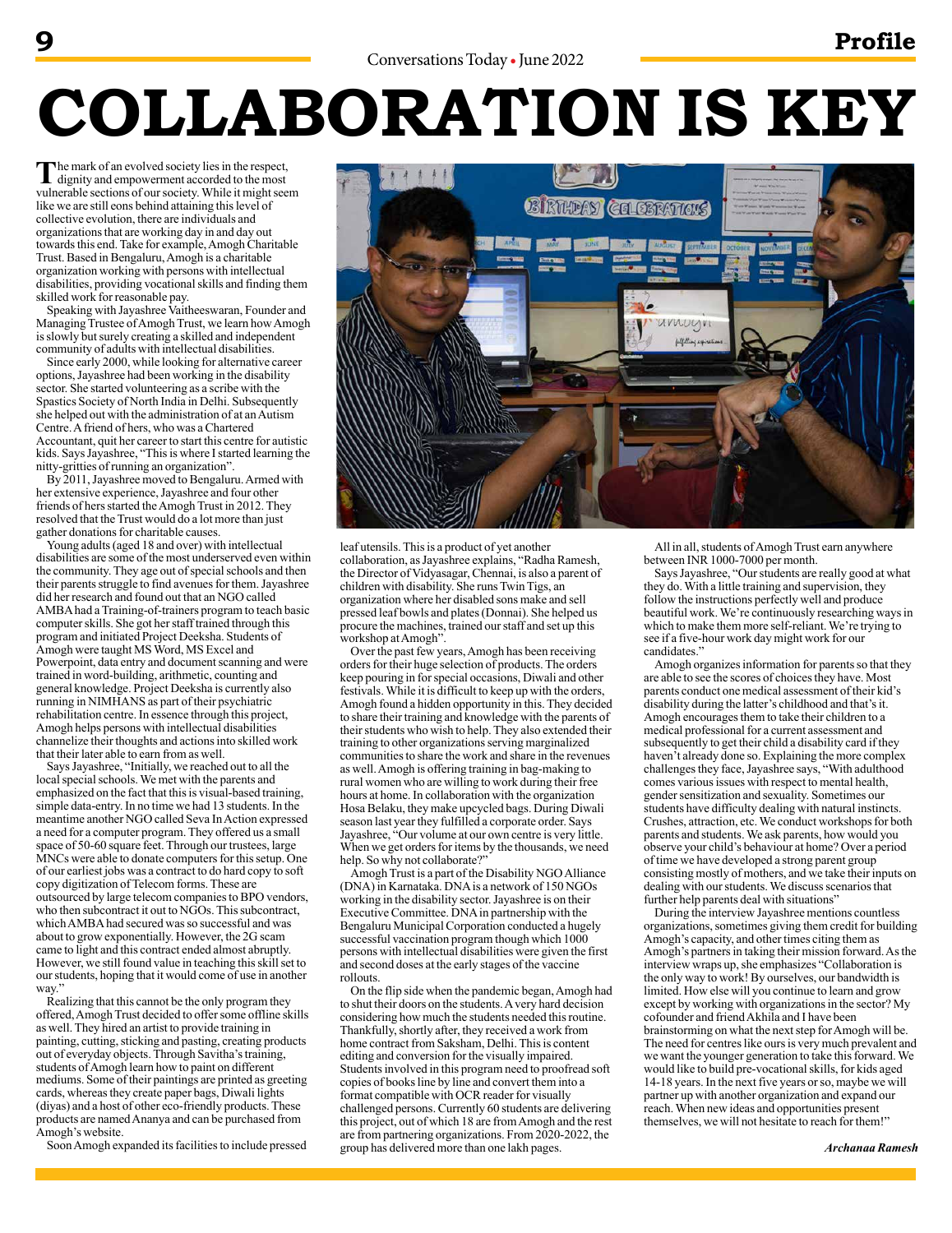# COLLABORATION IS KEY

The mark of an evolved society lies in the respect, dignity and empowerment accorded to the most vulnerable sections of our society. While it might seem like we are still eons behind attaining this level of collective evolution, there are individuals and organizations that are working day in and day out towards this end. Take for example, Amogh Charitable Trust. Based in Bengaluru, Amogh is a charitable organization working with persons with intellectual disabilities, providing vocational skills and finding them skilled work for reasonable pay.

Speaking with Jayashree Vaitheeswaran, Founder and Managing Trustee of Amogh Trust, we learn how Amogh is slowly but surely creating a skilled and independent community of adults with intellectual disabilities.

Since early 2000, while looking for alternative career options, Jayashree had been working in the disability sector. She started volunteering as a scribe with the Spastics Society of North India in Delhi. Subsequently she helped out with the administration of at an Autism Centre. A friend of hers, who was a Chartered Accountant, quit her career to start this centre for autistic kids. Says Jayashree, "This is where I started learning the nitty-gritties of running an organization".

By 2011, Jayashree moved to Bengaluru. Armed with her extensive experience, Jayashree and four other friends of hers started the Amogh Trust in 2012. They resolved that the Trust would do a lot more than just gather donations for charitable causes.

Young adults (aged 18 and over) with intellectual disabilities are some of the most underserved even within the community. They age out of special schools and then their parents struggle to find avenues for them. Jayashree did her research and found out that an NGO called AMBA had a Training-of-trainers program to teach basic computer skills. She got her staff trained through this program and initiated Project Deeksha. Students of Amogh were taught MS Word, MS Excel and Powerpoint, data entry and document scanning and were trained in word-building, arithmetic, counting and general knowledge. Project Deeksha is currently also running in NIMHANS as part of their psychiatric rehabilitation centre. In essence through this project, Amogh helps persons with intellectual disabilities channelize their thoughts and actions into skilled work that their later able to earn from as well.

Says Jayashree, "Initially, we reached out to all the local special schools. We met with the parents and emphasized on the fact that this is visual-based training, simple data-entry. In no time we had 13 students. In the meantime another NGO called Seva In Action expressed a need for a computer program. They offered us a small space of 50-60 square feet. Through our trustees, large MNCs were able to donate computers for this setup. One of our earliest jobs was a contract to do hard copy to soft copy digitization of Telecom forms. These are outsourced by large telecom companies to BPO vendors, who then subcontract it out to NGOs. This subcontract, which AMBA had secured was so successful and was about to grow exponentially. However, the 2G scam came to light and this contract ended almost abruptly. However, we still found value in teaching this skill set to our students, hoping that it would come of use in another way."

Realizing that this cannot be the only program they offered, Amogh Trust decided to offer some offline skills as well. They hired an artist to provide training in painting, cutting, sticking and pasting, creating products out of everyday objects. Through Savitha's training, students of Amogh learn how to paint on different mediums. Some of their paintings are printed as greeting cards, whereas they create paper bags, Diwali lights (diyas) and a host of other eco-friendly products. These products are named Ananya and can be purchased from Amogh's website.

Soon Amogh expanded its facilities to include pressed leaf utensils. This is a product of yet another collaboration, as Jayashree explains, "Radha Ramesh, the Director of Vidyasagar, Chennai, is also a parent of children with disability. She runs Twin Tigs, an organization where her disabled sons make and sell pressed leaf bowls and plates (Donnai). She helped us procure the machines, trained our staff and set up this workshop at Amogh".

Over the past few years, Amogh has been receiving orders for their huge selection of products. The orders keep pouring in for special occasions, Diwali and other festivals. While it is difficult to keep up with the orders, Amogh found a hidden opportunity in this. They decided to share their training and knowledge with the parents of their students who wish to help. They also extended their training to other organizations serving marginalized communities to share the work and share in the revenues as well. Amogh is offering training in bag-making to rural women who are willing to work during their free hours at home. In collaboration with the organization Hosa Belaku, they make upcycled bags. During Diwali season last year they fulfilled a corporate order. Says Jayashree, "Our volume at our own centre is very little. When we get orders for items by the thousands, we need help. So why not collaborate?"

Amogh Trust is a part of the Disability NGO Alliance (DNA) in Karnataka. DNA is a network of 150 NGOs working in the disability sector. Jayashree is on their Executive Committee. DNA in partnership with the Bengaluru Municipal Corporation conducted a hugely successful vaccination program though which 1000 persons with intellectual disabilities were given the first and second doses at the early stages of the vaccine rollouts.

On the flip side when the pandemic began, Amogh had to shut their doors on the students. A very hard decision considering how much the students needed this routine. Thankfully, shortly after, they received a work from home contract from Saksham, Delhi. This is content editing and conversion for the visually impaired. Students involved in this program need to proofread soft copies of books line by line and convert them into a format compatible with OCR reader for visually challenged persons. Currently 60 students are delivering this project, out of which 18 are from Amogh and the rest are from partnering organizations. From 2020-2022, the group has delivered more than one lakh pages.

All in all, students of Amogh Trust earn anywhere between INR 1000-7000 per month.

Says Jayashree, "Our students are really good at what they do. With a little training and supervision, they follow the instructions perfectly well and produce beautiful work. We're continuously researching ways in which to make them more self-reliant. We're trying to see if a five-hour work day might work for our candidates."

Amogh organizes information for parents so that they are able to see the scores of choices they have. Most parents conduct one medical assessment of their kid's disability during the latter's childhood and that's it. Amogh encourages them to take their children to a medical professional for a current assessment and subsequently to get their child a disability card if they haven't already done so. Explaining the more complex challenges they face, Jayashree says, "With adulthood comes various issues with respect to mental health, gender sensitization and sexuality. Sometimes our students have difficulty dealing with natural instincts. Crushes, attraction, etc. We conduct workshops for both parents and students. We ask parents, how would you observe your child's behaviour at home? Over a period of time we have developed a strong parent group consisting mostly of mothers, and we take their inputs on dealing with our students. We discuss scenarios that further help parents deal with situations"

During the interview Jayashree mentions countless organizations, sometimes giving them credit for building Amogh's capacity, and other times citing them as Amogh's partners in taking their mission forward. As the interview wraps up, she emphasizes "Collaboration is the only way to work! By ourselves, our bandwidth is limited. How else will you continue to learn and grow except by working with organizations in the sector? My cofounder and friend Akhila and I have been brainstorming on what the next step for Amogh will be. The need for centres like ours is very much prevalent and we want the younger generation to take this forward. We would like to build pre-vocational skills, for kids aged 14-18 years. In the next five years or so, maybe we will partner up with another organization and expand our reach. When new ideas and opportunities present themselves, we will not hesitate to reach for them!"

***Archanaa Ramesh***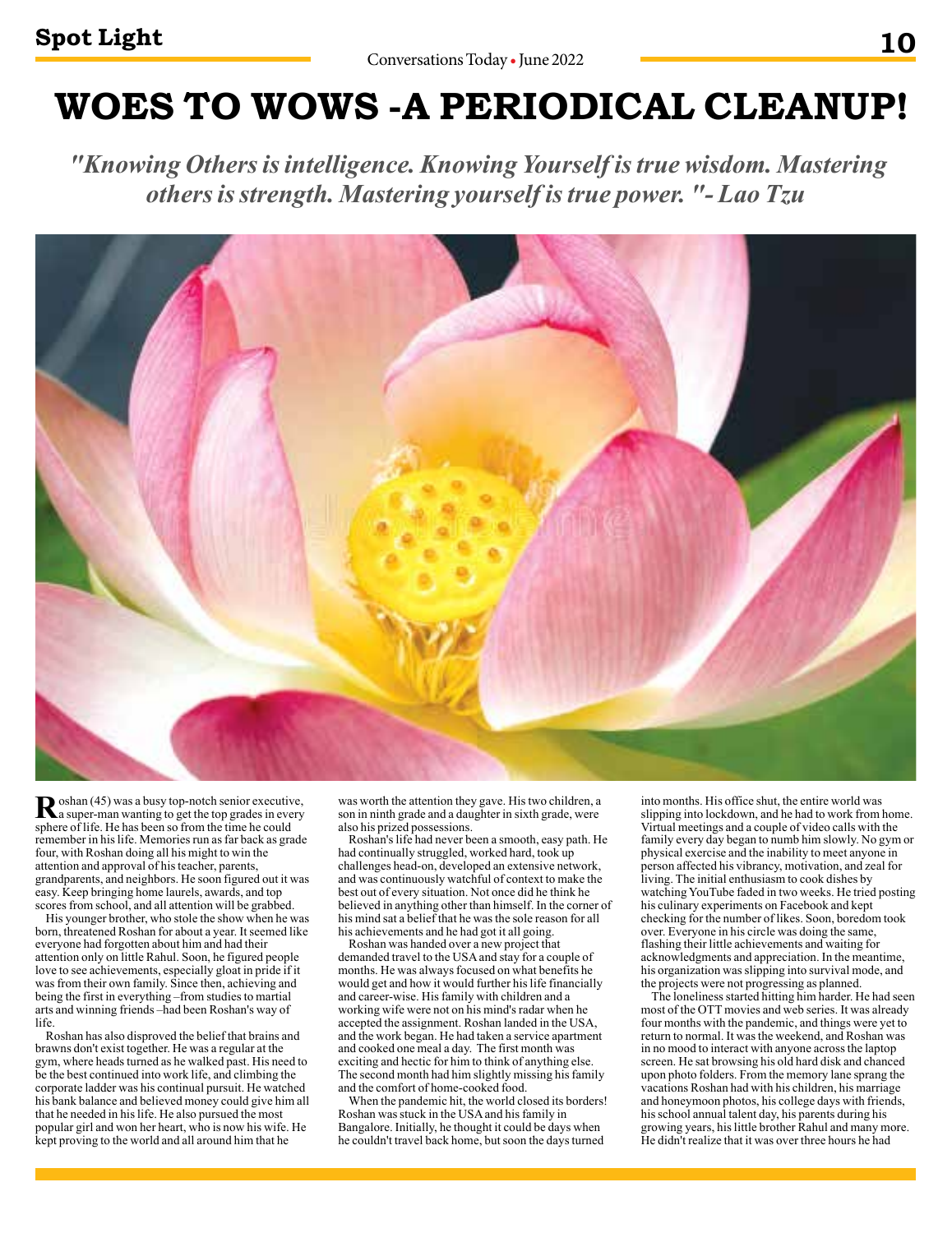# WOES TO WOWS -A PERIODICAL CLEANUP!

*"Knowing Others is intelligence. Knowing Yourself is true wisdom. Mastering others is strength. Mastering yourself is true power. "- Lao Tzu*

Roshan (45) was a busy top-notch senior executive, a super-man wanting to get the top grades in every sphere of life. He has been so from the time he could remember in his life. Memories run as far back as grade four, with Roshan doing all his might to win the attention and approval of his teacher, parents, grandparents, and neighbors. He soon figured out it was easy. Keep bringing home laurels, awards, and top scores from school, and all attention will be grabbed.

His younger brother, who stole the show when he was born, threatened Roshan for about a year. It seemed like everyone had forgotten about him and had their attention only on little Rahul. Soon, he figured people love to see achievements, especially gloat in pride if it was from their own family. Since then, achieving and being the first in everything –from studies to martial arts and winning friends –had been Roshan's way of life.

Roshan has also disproved the belief that brains and brawns don't exist together. He was a regular at the gym, where heads turned as he walked past. His need to be the best continued into work life, and climbing the corporate ladder was his continual pursuit. He watched his bank balance and believed money could give him all that he needed in his life. He also pursued the most popular girl and won her heart, who is now his wife. He kept proving to the world and all around him that he was worth the attention they gave. His two children, a son in ninth grade and a daughter in sixth grade, were also his prized possessions.

Roshan's life had never been a smooth, easy path. He had continually struggled, worked hard, took up challenges head-on, developed an extensive network, and was continuously watchful of context to make the best out of every situation. Not once did he think he believed in anything other than himself. In the corner of his mind sat a belief that he was the sole reason for all his achievements and he had got it all going.

Roshan was handed over a new project that demanded travel to the USA and stay for a couple of months. He was always focused on what benefits he would get and how it would further his life financially and career-wise. His family with children and a working wife were not on his mind's radar when he accepted the assignment. Roshan landed in the USA, and the work began. He had taken a service apartment and cooked one meal a day. The first month was exciting and hectic for him to think of anything else. The second month had him slightly missing his family and the comfort of home-cooked food.

When the pandemic hit, the world closed its borders! Roshan was stuck in the USA and his family in Bangalore. Initially, he thought it could be days when he couldn't travel back home, but soon the days turned into months. His office shut, the entire world was slipping into lockdown, and he had to work from home. Virtual meetings and a couple of video calls with the family every day began to numb him slowly. No gym or physical exercise and the inability to meet anyone in person affected his vibrancy, motivation, and zeal for living. The initial enthusiasm to cook dishes by watching YouTube faded in two weeks. He tried posting his culinary experiments on Facebook and kept checking for the number of likes. Soon, boredom took over. Everyone in his circle was doing the same, flashing their little achievements and waiting for acknowledgments and appreciation. In the meantime, his organization was slipping into survival mode, and the projects were not progressing as planned.

The loneliness started hitting him harder. He had seen most of the OTT movies and web series. It was already four months with the pandemic, and things were yet to return to normal. It was the weekend, and Roshan was in no mood to interact with anyone across the laptop screen. He sat browsing his old hard disk and chanced upon photo folders. From the memory lane sprang the vacations Roshan had with his children, his marriage and honeymoon photos, his college days with friends, his school annual talent day, his parents during his growing years, his little brother Rahul and many more. He didn't realize that it was over three hours he had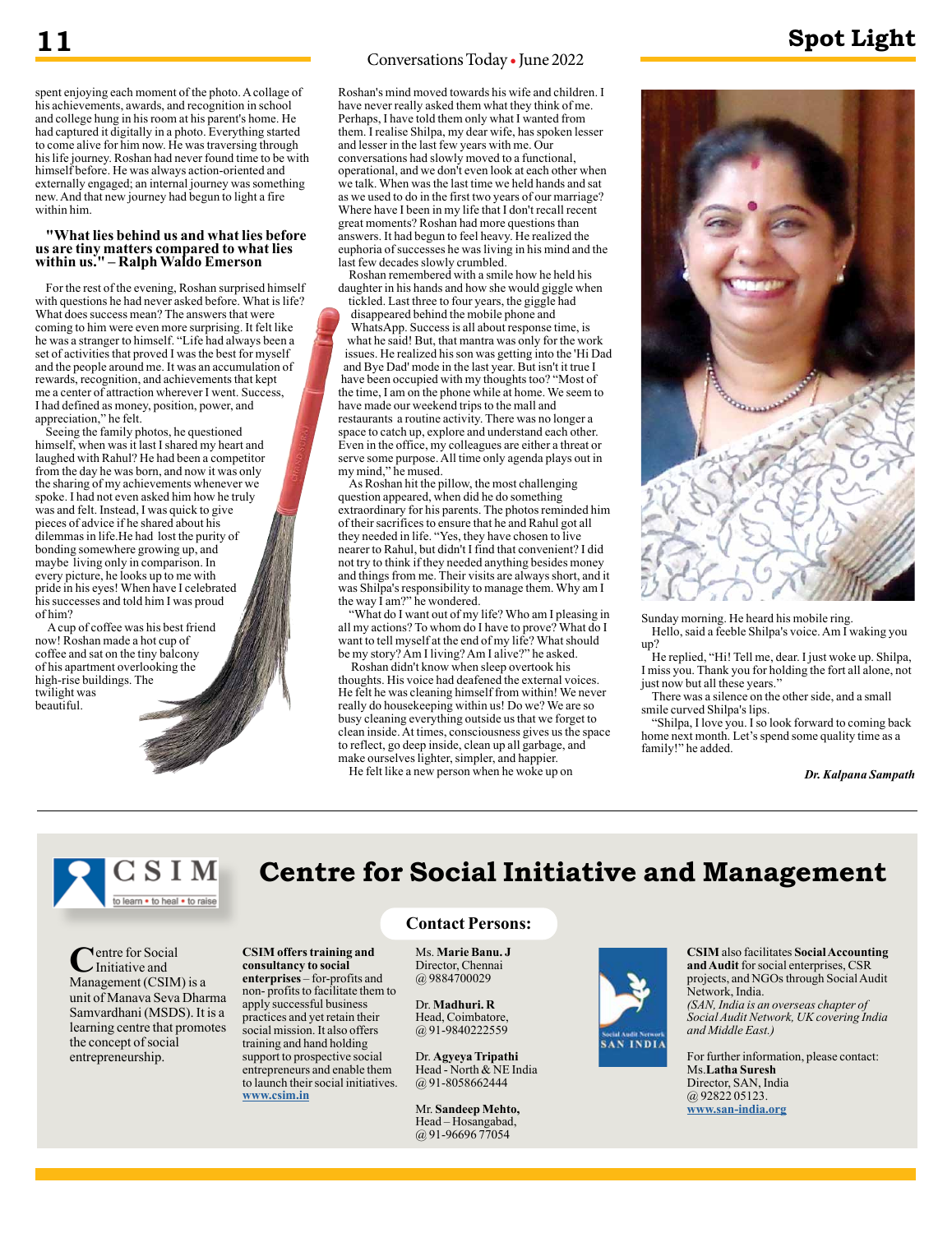spent enjoying each moment of the photo. A collage of his achievements, awards, and recognition in school and college hung in his room at his parent's home. He had captured it digitally in a photo. Everything started to come alive for him now. He was traversing through his life journey. Roshan had never found time to be with himself before. He was always action-oriented and externally engaged; an internal journey was something new. And that new journey had begun to light a fire within him.

**"What lies behind us and what lies before us are tiny matters compared to what lies within us." – Ralph Waldo Emerson**

For the rest of the evening, Roshan surprised himself with questions he had never asked before. What is life? What does success mean? The answers that were coming to him were even more surprising. It felt like he was a stranger to himself. "Life had always been a set of activities that proved I was the best for myself and the people around me. It was an accumulation of rewards, recognition, and achievements that kept me a center of attraction wherever I went. Success, I had defined as money, position, power, and appreciation," he felt.

Seeing the family photos, he questioned himself, when was it last I shared my heart and laughed with Rahul? He had been a competitor from the day he was born, and now it was only the sharing of my achievements whenever we spoke. I had not even asked him how he truly was and felt. Instead, I was quick to give pieces of advice if he shared about his dilemmas in life.He had lost the purity of bonding somewhere growing up, and maybe living only in comparison. In every picture, he looks up to me with pride in his eyes! When have I celebrated his successes and told him I was proud of him?

A cup of coffee was his best friend now! Roshan made a hot cup of coffee and sat on the tiny balcony of his apartment overlooking the high-rise buildings. The twilight was beautiful.

Roshan's mind moved towards his wife and children. I have never really asked them what they think of me. Perhaps, I have told them only what I wanted from them. I realise Shilpa, my dear wife, has spoken lesser and lesser in the last few years with me. Our conversations had slowly moved to a functional, operational, and we don't even look at each other when we talk. When was the last time we held hands and sat as we used to do in the first two years of our marriage? Where have I been in my life that I don't recall recent great moments? Roshan had more questions than answers. It had begun to feel heavy. He realized the euphoria of successes he was living in his mind and the last few decades slowly crumbled.

Roshan remembered with a smile how he held his daughter in his hands and how she would giggle when tickled. Last three to four years, the giggle had disappeared behind the mobile phone and WhatsApp. Success is all about response time, is what he said! But, that mantra was only for the work issues. He realized his son was getting into the 'Hi Dad and Bye Dad' mode in the last year. But isn't it true I have been occupied with my thoughts too? "Most of the time, I am on the phone while at home. We seem to have made our weekend trips to the mall and restaurants a routine activity. There was no longer a space to catch up, explore and understand each other. Even in the office, my colleagues are either a threat or serve some purpose. All time only agenda plays out in my mind," he mused.

As Roshan hit the pillow, the most challenging question appeared, when did he do something extraordinary for his parents. The photos reminded him of their sacrifices to ensure that he and Rahul got all they needed in life. "Yes, they have chosen to live nearer to Rahul, but didn't I find that convenient? I did not try to think if they needed anything besides money and things from me. Their visits are always short, and it was Shilpa's responsibility to manage them. Why am I the way I am?" he wondered.

"What do I want out of my life? Who am I pleasing in all my actions? To whom do I have to prove? What do I want to tell myself at the end of my life? What should be my story? Am I living? Am I alive?" he asked.

Roshan didn't know when sleep overtook his thoughts. His voice had deafened the external voices. He felt he was cleaning himself from within! We never really do housekeeping within us! Do we? We are so busy cleaning everything outside us that we forget to clean inside. At times, consciousness gives us the space to reflect, go deep inside, clean up all garbage, and make ourselves lighter, simpler, and happier.

He felt like a new person when he woke up on Sunday morning. He heard his mobile ring.

Hello, said a feeble Shilpa's voice. Am I waking you up?

He replied, "Hi! Tell me, dear. I just woke up. Shilpa, I miss you. Thank you for holding the fort all alone, not just now but all these years."

There was a silence on the other side, and a small smile curved Shilpa's lips.

"Shilpa, I love you. I so look forward to coming back home next month. Let's spend some quality time as a family!" he added.

***Dr. Kalpana Sampath***

---

# Centre for Social Initiative and Management

CSIM — to learn • to heal • to raise

Centre for Social Initiative and Management (CSIM) is a unit of Manava Seva Dharma Samvardhani (MSDS). It is a learning centre that promotes the concept of social entrepreneurship.

**CSIM offers training and consultancy to social enterprises** – for-profits and non- profits to facilitate them to apply successful business practices and yet retain their social mission. It also offers training and hand holding support to prospective social entrepreneurs and enable them to launch their social initiatives. www.csim.in

**Contact Persons:**

Ms. **Marie Banu. J**
Director, Chennai
@ 9884700029

Dr. **Madhuri. R**
Head, Coimbatore,
@ 91-9840222559

Dr. **Agyeya Tripathi**
Head - North & NE India
@ 91-8058662444

Mr. **Sandeep Mehto,**
Head – Hosangabad,
@ 91-96696 77054

Social Audit Network SAN INDIA

**CSIM** also facilitates **Social Accounting and Audit** for social enterprises, CSR projects, and NGOs through Social Audit Network, India.

*(SAN, India is an overseas chapter of Social Audit Network, UK covering India and Middle East.)*

For further information, please contact:
Ms.**Latha Suresh**
Director, SAN, India
@ 92822 05123.
www.san-india.org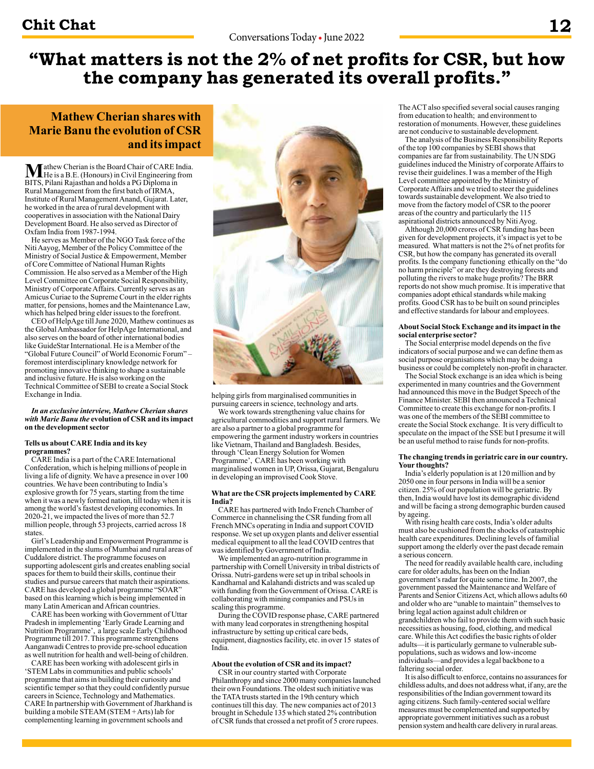# "What matters is not the 2% of net profits for CSR, but how the company has generated its overall profits."

## Mathew Cherian shares with Marie Banu the evolution of CSR and its impact

Mathew Cherian is the Board Chair of CARE India. He is a B.E. (Honours) in Civil Engineering from BITS, Pilani Rajasthan and holds a PG Diploma in Rural Management from the first batch of IRMA, Institute of Rural Management Anand, Gujarat. Later, he worked in the area of rural development with cooperatives in association with the National Dairy Development Board. He also served as Director of Oxfam India from 1987-1994.

He serves as Member of the NGO Task force of the Niti Aayog, Member of the Policy Committee of the Ministry of Social Justice & Empowerment, Member of Core Committee of National Human Rights Commission. He also served as a Member of the High Level Committee on Corporate Social Responsibility, Ministry of Corporate Affairs. Currently serves as an Amicus Curiae to the Supreme Court in the elder rights matter, for pensions, homes and the Maintenance Law, which has helped bring elder issues to the forefront.

CEO of HelpAge till June 2020, Mathew continues as the Global Ambassador for HelpAge International, and also serves on the board of other international bodies like GuideStar International. He is a Member of the "Global Future Council" of World Economic Forum" – foremost interdisciplinary knowledge network for promoting innovative thinking to shape a sustainable and inclusive future. He is also working on the Technical Committee of SEBI to create a Social Stock Exchange in India.

***In an exclusive interview, Mathew Cherian shares with Marie Banu the* evolution of CSR and its impact on the development sector**

**Tells us about CARE India and its key programmes?**

CARE India is a part of the CARE International Confederation, which is helping millions of people in living a life of dignity. We have a presence in over 100 countries. We have been contributing to India's explosive growth for 75 years, starting from the time when it was a newly formed nation, till today when it is among the world's fastest developing economies. In 2020-21, we impacted the lives of more than 52.7 million people, through 53 projects, carried across 18 states.

Girl's Leadership and Empowerment Programme is implemented in the slums of Mumbai and rural areas of Cuddalore district. The programme focuses on supporting adolescent girls and creates enabling social spaces for them to build their skills, continue their studies and pursue careers that match their aspirations. CARE has developed a global programme "SOAR" based on this learning which is being implemented in many Latin American and African countries.

CARE has been working with Government of Uttar Pradesh in implementing 'Early Grade Learning and Nutrition Programme', a large scale Early Childhood Programme till 2017. This programme strengthens Aanganwadi Centres to provide pre-school education as well nutrition for health and well-being of children.

CARE has been working with adolescent girls in 'STEM Labs in communities and public schools' programme that aims in building their curiosity and scientific temper so that they could confidently pursue careers in Science, Technology and Mathematics. CARE In partnership with Government of Jharkhand is building a mobile STEAM (STEM + Arts) lab for complementing learning in government schools and helping girls from marginalised communities in pursuing careers in science, technology and arts.

We work towards strengthening value chains for agricultural commodities and support rural farmers. We are also a partner to a global programme for empowering the garment industry workers in countries like Vietnam, Thailand and Bangladesh. Besides, through 'Clean Energy Solution for Women Programme', CARE has been working with marginalised women in UP, Orissa, Gujarat, Bengaluru in developing an improvised Cook Stove.

**What are the CSR projects implemented by CARE India?**

CARE has partnered with Indo French Chamber of Commerce in channelising the CSR funding from all French MNCs operating in India and support COVID response. We set up oxygen plants and deliver essential medical equipment to all the lead COVID centres that was identified by Government of India.

We implemented an agro-nutrition programme in partnership with Cornell University in tribal districts of Orissa. Nutri-gardens were set up in tribal schools in Kandhamal and Kalahandi districts and was scaled up with funding from the Government of Orissa. CARE is collaborating with mining companies and PSUs in scaling this programme.

During the COVID response phase, CARE partnered with many lead corporates in strengthening hospital infrastructure by setting up critical care beds, equipment, diagnostics facility, etc. in over 15 states of India.

**About the evolution of CSR and its impact?**

CSR in our country started with Corporate Philanthropy and since 2000 many companies launched their own Foundations. The oldest such initiative was the TATA trusts started in the 19th century which continues till this day. The new companies act of 2013 brought in Schedule 135 which stated 2% contribution of CSR funds that crossed a net profit of 5 crore rupees.

The ACT also specified several social causes ranging from education to health; and environment to restoration of monuments. However, these guidelines are not conducive to sustainable development.

The analysis of the Business Responsibility Reports of the top 100 companies by SEBI shows that companies are far from sustainability. The UN SDG guidelines induced the Ministry of corporate Affairs to revise their guidelines. I was a member of the High Level committee appointed by the Ministry of Corporate Affairs and we tried to steer the guidelines towards sustainable development. We also tried to move from the factory model of CSR to the poorer areas of the country and particularly the 115 aspirational districts announced by Niti Ayog.

Although 20,000 crores of CSR funding has been given for development projects, it's impact is yet to be measured. What matters is not the 2% of net profits for CSR, but how the company has generated its overall profits. Is the company functioning ethically on the "do no harm principle" or are they destroying forests and polluting the rivers to make huge profits? The BRR reports do not show much promise. It is imperative that companies adopt ethical standards while making profits. Good CSR has to be built on sound principles and effective standards for labour and employees.

**About Social Stock Exchange and its impact in the social enterprise sector?**

The Social enterprise model depends on the five indicators of social purpose and we can define them as social purpose organisations which may be doing a business or could be completely non-profit in character.

The Social Stock exchange is an idea which is being experimented in many countries and the Government had announced this move in the Budget Speech of the Finance Minister. SEBI then announced a Technical Committee to create this exchange for non-profits. I was one of the members of the SEBI committee to create the Social Stock exchange. It is very difficult to speculate on the impact of the SSE but I presume it will be an useful method to raise funds for non-profits.

**The changing trends in geriatric care in our country. Your thoughts?**

India's elderly population is at 120 million and by 2050 one in four persons in India will be a senior citizen. 25% of our population will be geriatric. By then, India would have lost its demographic dividend and will be facing a strong demographic burden caused by ageing.

With rising health care costs, India's older adults must also be cushioned from the shocks of catastrophic health care expenditures. Declining levels of familial support among the elderly over the past decade remain a serious concern.

The need for readily available health care, including care for older adults, has been on the Indian government's radar for quite some time. In 2007, the government passed the Maintenance and Welfare of Parents and Senior Citizens Act, which allows adults 60 and older who are "unable to maintain" themselves to bring legal action against adult children or grandchildren who fail to provide them with such basic necessities as housing, food, clothing, and medical care. While this Act codifies the basic rights of older adults—it is particularly germane to vulnerable sub-populations, such as widows and low-income individuals—and provides a legal backbone to a faltering social order.

It is also difficult to enforce, contains no assurances for childless adults, and does not address what, if any, are the responsibilities of the Indian government toward its aging citizens. Such family-centered social welfare measures must be complemented and supported by appropriate government initiatives such as a robust pension system and health care delivery in rural areas.